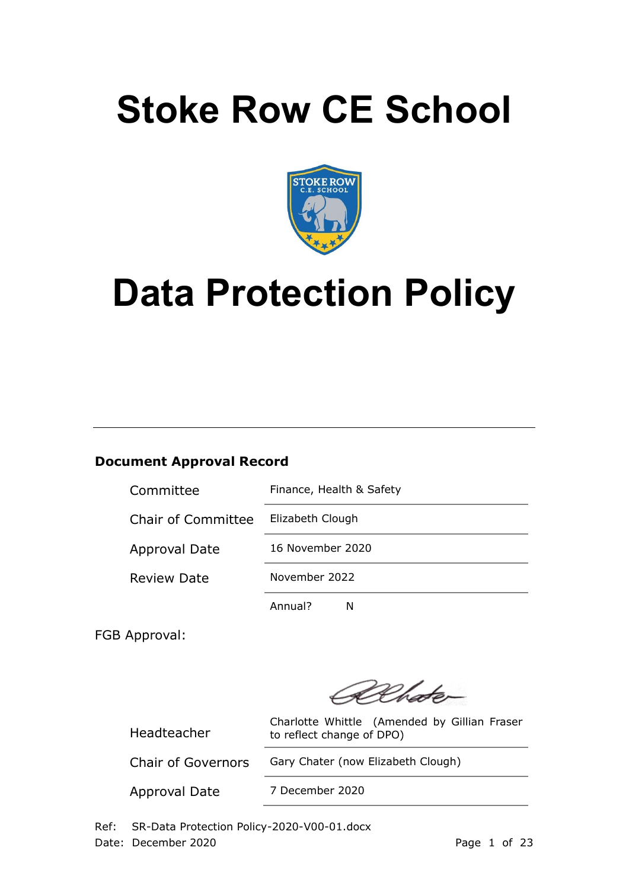# Stoke Row CE School

# Data Protection Policy

**Document Approval Record**

| | |
|---|---|
| Committee | Finance, Health & Safety |
| Chair of Committee | Elizabeth Clough |
| Approval Date | 16 November 2020 |
| Review Date | November 2022 |
| | Annual? N |

FGB Approval:

| | |
|---|---|
| Headteacher | Charlotte Whittle (Amended by Gillian Fraser to reflect change of DPO) |
| Chair of Governors | Gary Chater (now Elizabeth Clough) |
| Approval Date | 7 December 2020 |

Ref: SR-Data Protection Policy-2020-V00-01.docx
Date: December 2020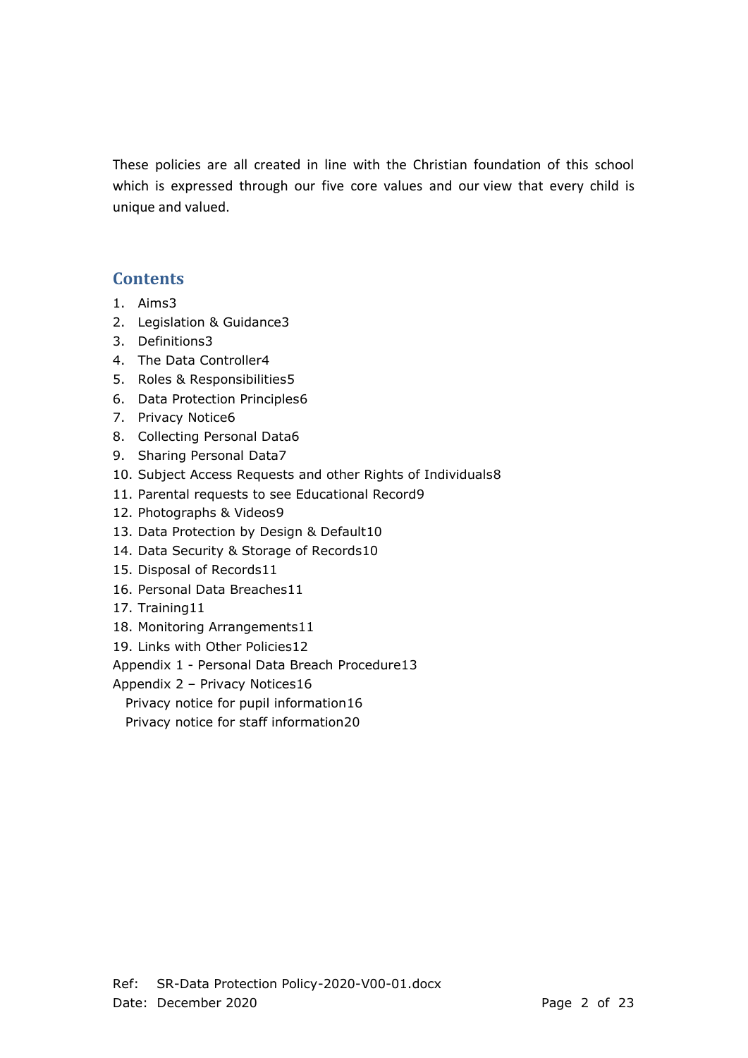These policies are all created in line with the Christian foundation of this school which is expressed through our five core values and our view that every child is unique and valued.

## Contents

1. Aims3
2. Legislation & Guidance3
3. Definitions3
4. The Data Controller4
5. Roles & Responsibilities5
6. Data Protection Principles6
7. Privacy Notice6
8. Collecting Personal Data6
9. Sharing Personal Data7
10. Subject Access Requests and other Rights of Individuals8
11. Parental requests to see Educational Record9
12. Photographs & Videos9
13. Data Protection by Design & Default10
14. Data Security & Storage of Records10
15. Disposal of Records11
16. Personal Data Breaches11
17. Training11
18. Monitoring Arrangements11
19. Links with Other Policies12

Appendix 1 - Personal Data Breach Procedure13

Appendix 2 – Privacy Notices16

- Privacy notice for pupil information16
- Privacy notice for staff information20

Ref: SR-Data Protection Policy-2020-V00-01.docx
Date: December 2020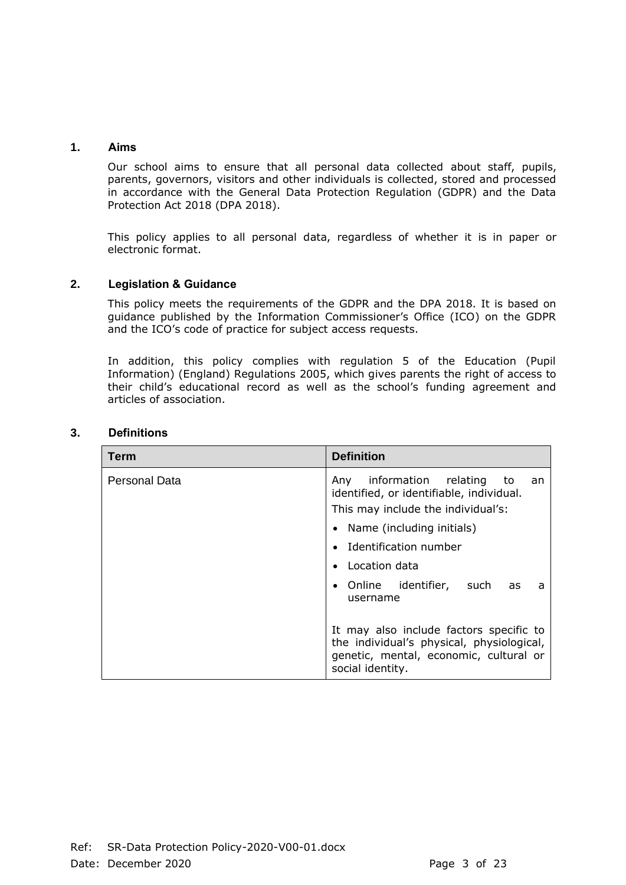## 1. Aims

Our school aims to ensure that all personal data collected about staff, pupils, parents, governors, visitors and other individuals is collected, stored and processed in accordance with the General Data Protection Regulation (GDPR) and the Data Protection Act 2018 (DPA 2018).

This policy applies to all personal data, regardless of whether it is in paper or electronic format.

## 2. Legislation & Guidance

This policy meets the requirements of the GDPR and the DPA 2018. It is based on guidance published by the Information Commissioner's Office (ICO) on the GDPR and the ICO's code of practice for subject access requests.

In addition, this policy complies with regulation 5 of the Education (Pupil Information) (England) Regulations 2005, which gives parents the right of access to their child's educational record as well as the school's funding agreement and articles of association.

## 3. Definitions

| Term | Definition |
| --- | --- |
| Personal Data | Any information relating to an identified, or identifiable, individual.<br>This may include the individual's:<br>• Name (including initials)<br>• Identification number<br>• Location data<br>• Online identifier, such as a username<br><br>It may also include factors specific to the individual's physical, physiological, genetic, mental, economic, cultural or social identity. |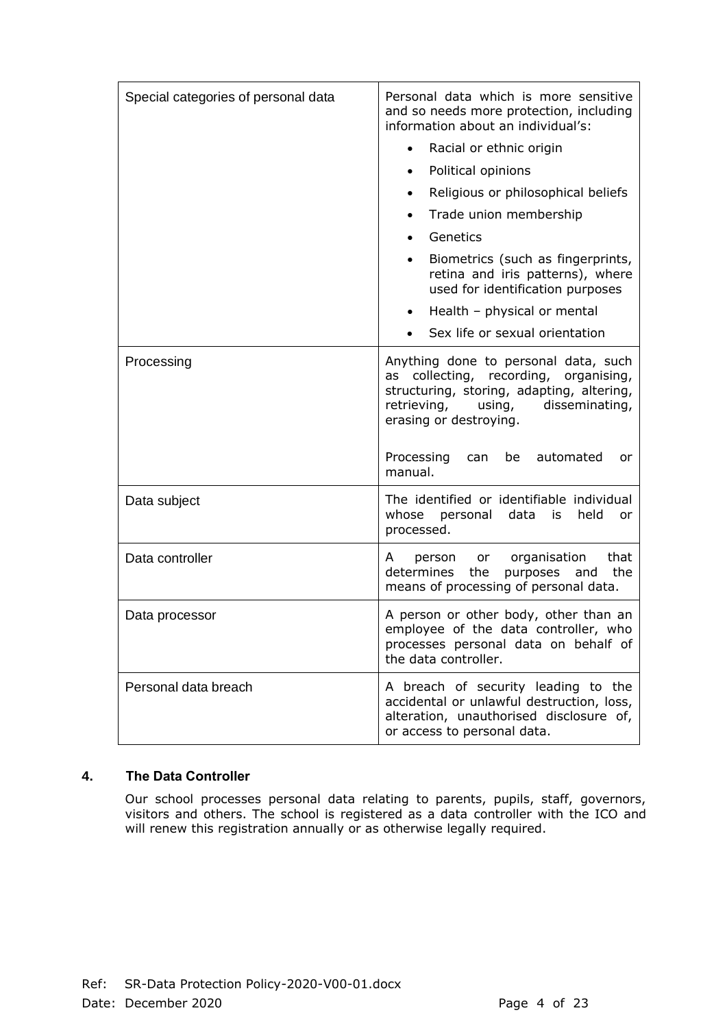| Term | Definition |
| --- | --- |
| Special categories of personal data | Personal data which is more sensitive and so needs more protection, including information about an individual's:<br>• Racial or ethnic origin<br>• Political opinions<br>• Religious or philosophical beliefs<br>• Trade union membership<br>• Genetics<br>• Biometrics (such as fingerprints, retina and iris patterns), where used for identification purposes<br>• Health – physical or mental<br>• Sex life or sexual orientation |
| Processing | Anything done to personal data, such as collecting, recording, organising, structuring, storing, adapting, altering, retrieving, using, disseminating, erasing or destroying.<br><br>Processing can be automated or manual. |
| Data subject | The identified or identifiable individual whose personal data is held or processed. |
| Data controller | A person or organisation that determines the purposes and the means of processing of personal data. |
| Data processor | A person or other body, other than an employee of the data controller, who processes personal data on behalf of the data controller. |
| Personal data breach | A breach of security leading to the accidental or unlawful destruction, loss, alteration, unauthorised disclosure of, or access to personal data. |

## 4. The Data Controller

Our school processes personal data relating to parents, pupils, staff, governors, visitors and others. The school is registered as a data controller with the ICO and will renew this registration annually or as otherwise legally required.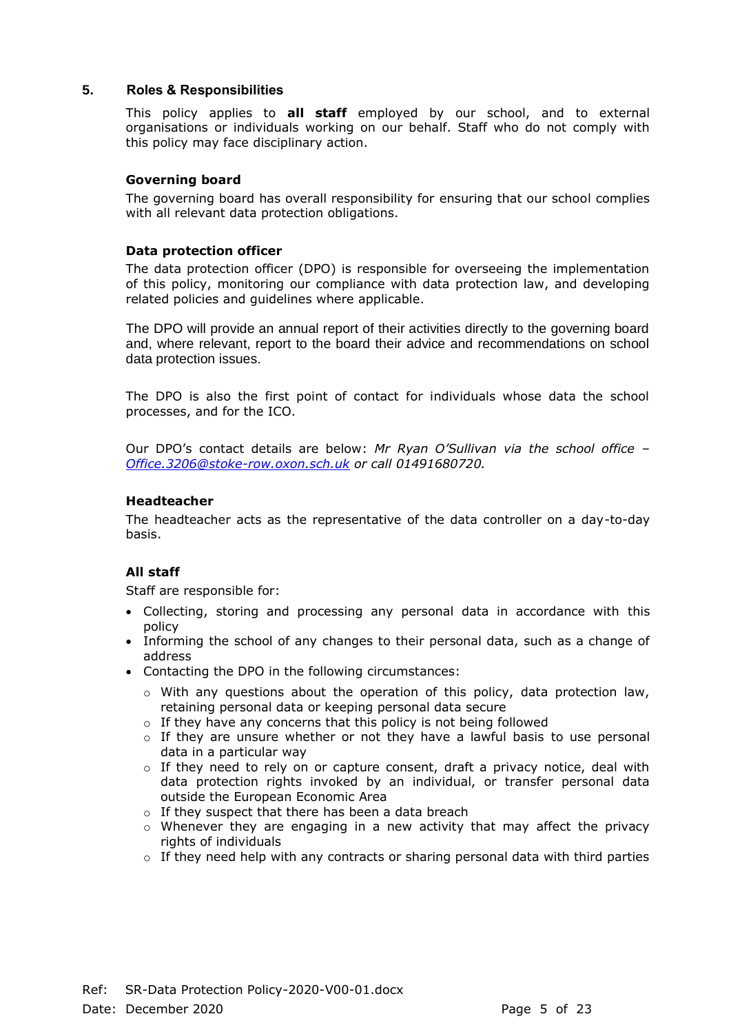## 5. Roles & Responsibilities

This policy applies to **all staff** employed by our school, and to external organisations or individuals working on our behalf. Staff who do not comply with this policy may face disciplinary action.

### Governing board

The governing board has overall responsibility for ensuring that our school complies with all relevant data protection obligations.

### Data protection officer

The data protection officer (DPO) is responsible for overseeing the implementation of this policy, monitoring our compliance with data protection law, and developing related policies and guidelines where applicable.

The DPO will provide an annual report of their activities directly to the governing board and, where relevant, report to the board their advice and recommendations on school data protection issues.

The DPO is also the first point of contact for individuals whose data the school processes, and for the ICO.

Our DPO's contact details are below: *Mr Ryan O'Sullivan via the school office – [Office.3206@stoke-row.oxon.sch.uk](mailto:Office.3206@stoke-row.oxon.sch.uk) or call 01491680720.*

### Headteacher

The headteacher acts as the representative of the data controller on a day-to-day basis.

### All staff

Staff are responsible for:

- Collecting, storing and processing any personal data in accordance with this policy
- Informing the school of any changes to their personal data, such as a change of address
- Contacting the DPO in the following circumstances:
  - With any questions about the operation of this policy, data protection law, retaining personal data or keeping personal data secure
  - If they have any concerns that this policy is not being followed
  - If they are unsure whether or not they have a lawful basis to use personal data in a particular way
  - If they need to rely on or capture consent, draft a privacy notice, deal with data protection rights invoked by an individual, or transfer personal data outside the European Economic Area
  - If they suspect that there has been a data breach
  - Whenever they are engaging in a new activity that may affect the privacy rights of individuals
  - If they need help with any contracts or sharing personal data with third parties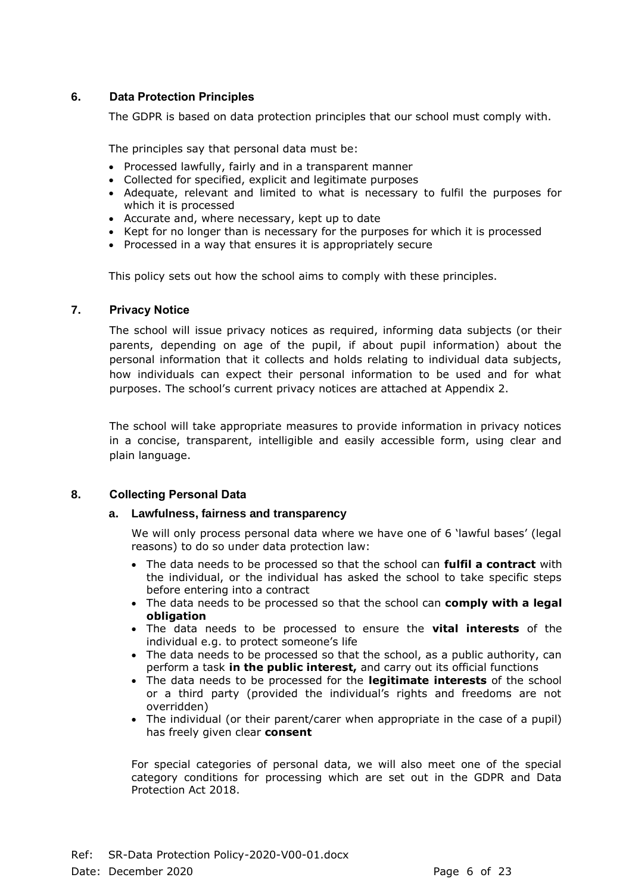## 6. Data Protection Principles

The GDPR is based on data protection principles that our school must comply with.

The principles say that personal data must be:

- Processed lawfully, fairly and in a transparent manner
- Collected for specified, explicit and legitimate purposes
- Adequate, relevant and limited to what is necessary to fulfil the purposes for which it is processed
- Accurate and, where necessary, kept up to date
- Kept for no longer than is necessary for the purposes for which it is processed
- Processed in a way that ensures it is appropriately secure

This policy sets out how the school aims to comply with these principles.

## 7. Privacy Notice

The school will issue privacy notices as required, informing data subjects (or their parents, depending on age of the pupil, if about pupil information) about the personal information that it collects and holds relating to individual data subjects, how individuals can expect their personal information to be used and for what purposes. The school's current privacy notices are attached at Appendix 2.

The school will take appropriate measures to provide information in privacy notices in a concise, transparent, intelligible and easily accessible form, using clear and plain language.

## 8. Collecting Personal Data

### a. Lawfulness, fairness and transparency

We will only process personal data where we have one of 6 'lawful bases' (legal reasons) to do so under data protection law:

- The data needs to be processed so that the school can **fulfil a contract** with the individual, or the individual has asked the school to take specific steps before entering into a contract
- The data needs to be processed so that the school can **comply with a legal obligation**
- The data needs to be processed to ensure the **vital interests** of the individual e.g. to protect someone's life
- The data needs to be processed so that the school, as a public authority, can perform a task **in the public interest,** and carry out its official functions
- The data needs to be processed for the **legitimate interests** of the school or a third party (provided the individual's rights and freedoms are not overridden)
- The individual (or their parent/carer when appropriate in the case of a pupil) has freely given clear **consent**

For special categories of personal data, we will also meet one of the special category conditions for processing which are set out in the GDPR and Data Protection Act 2018.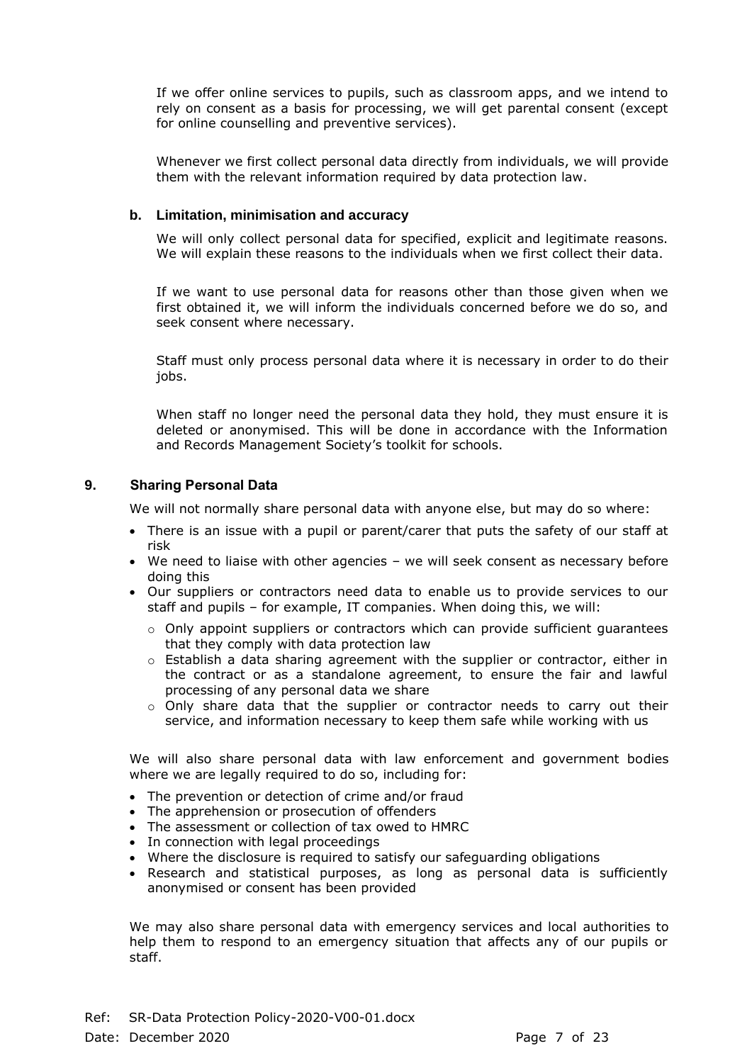If we offer online services to pupils, such as classroom apps, and we intend to rely on consent as a basis for processing, we will get parental consent (except for online counselling and preventive services).

Whenever we first collect personal data directly from individuals, we will provide them with the relevant information required by data protection law.

### b. Limitation, minimisation and accuracy

We will only collect personal data for specified, explicit and legitimate reasons. We will explain these reasons to the individuals when we first collect their data.

If we want to use personal data for reasons other than those given when we first obtained it, we will inform the individuals concerned before we do so, and seek consent where necessary.

Staff must only process personal data where it is necessary in order to do their jobs.

When staff no longer need the personal data they hold, they must ensure it is deleted or anonymised. This will be done in accordance with the Information and Records Management Society's toolkit for schools.

## 9. Sharing Personal Data

We will not normally share personal data with anyone else, but may do so where:

- There is an issue with a pupil or parent/carer that puts the safety of our staff at risk
- We need to liaise with other agencies – we will seek consent as necessary before doing this
- Our suppliers or contractors need data to enable us to provide services to our staff and pupils – for example, IT companies. When doing this, we will:
  - Only appoint suppliers or contractors which can provide sufficient guarantees that they comply with data protection law
  - Establish a data sharing agreement with the supplier or contractor, either in the contract or as a standalone agreement, to ensure the fair and lawful processing of any personal data we share
  - Only share data that the supplier or contractor needs to carry out their service, and information necessary to keep them safe while working with us

We will also share personal data with law enforcement and government bodies where we are legally required to do so, including for:

- The prevention or detection of crime and/or fraud
- The apprehension or prosecution of offenders
- The assessment or collection of tax owed to HMRC
- In connection with legal proceedings
- Where the disclosure is required to satisfy our safeguarding obligations
- Research and statistical purposes, as long as personal data is sufficiently anonymised or consent has been provided

We may also share personal data with emergency services and local authorities to help them to respond to an emergency situation that affects any of our pupils or staff.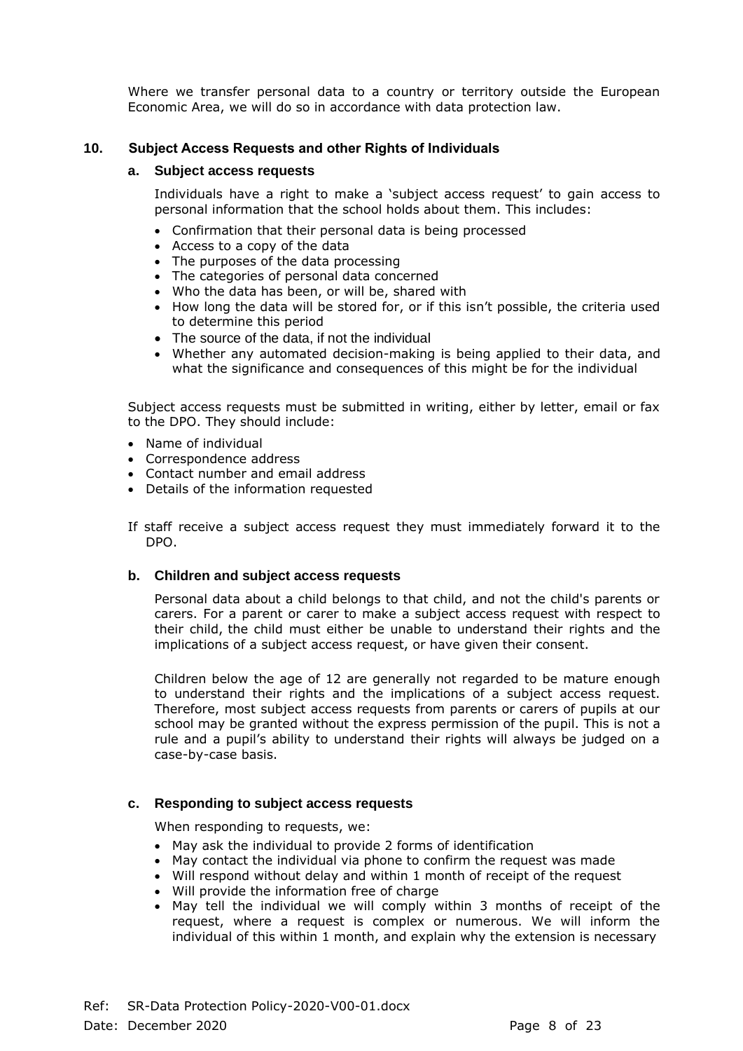Where we transfer personal data to a country or territory outside the European Economic Area, we will do so in accordance with data protection law.

## 10. Subject Access Requests and other Rights of Individuals

### a. Subject access requests

Individuals have a right to make a 'subject access request' to gain access to personal information that the school holds about them. This includes:

- Confirmation that their personal data is being processed
- Access to a copy of the data
- The purposes of the data processing
- The categories of personal data concerned
- Who the data has been, or will be, shared with
- How long the data will be stored for, or if this isn't possible, the criteria used to determine this period
- The source of the data, if not the individual
- Whether any automated decision-making is being applied to their data, and what the significance and consequences of this might be for the individual

Subject access requests must be submitted in writing, either by letter, email or fax to the DPO. They should include:

- Name of individual
- Correspondence address
- Contact number and email address
- Details of the information requested

If staff receive a subject access request they must immediately forward it to the DPO.

### b. Children and subject access requests

Personal data about a child belongs to that child, and not the child's parents or carers. For a parent or carer to make a subject access request with respect to their child, the child must either be unable to understand their rights and the implications of a subject access request, or have given their consent.

Children below the age of 12 are generally not regarded to be mature enough to understand their rights and the implications of a subject access request. Therefore, most subject access requests from parents or carers of pupils at our school may be granted without the express permission of the pupil. This is not a rule and a pupil's ability to understand their rights will always be judged on a case-by-case basis.

### c. Responding to subject access requests

When responding to requests, we:

- May ask the individual to provide 2 forms of identification
- May contact the individual via phone to confirm the request was made
- Will respond without delay and within 1 month of receipt of the request
- Will provide the information free of charge
- May tell the individual we will comply within 3 months of receipt of the request, where a request is complex or numerous. We will inform the individual of this within 1 month, and explain why the extension is necessary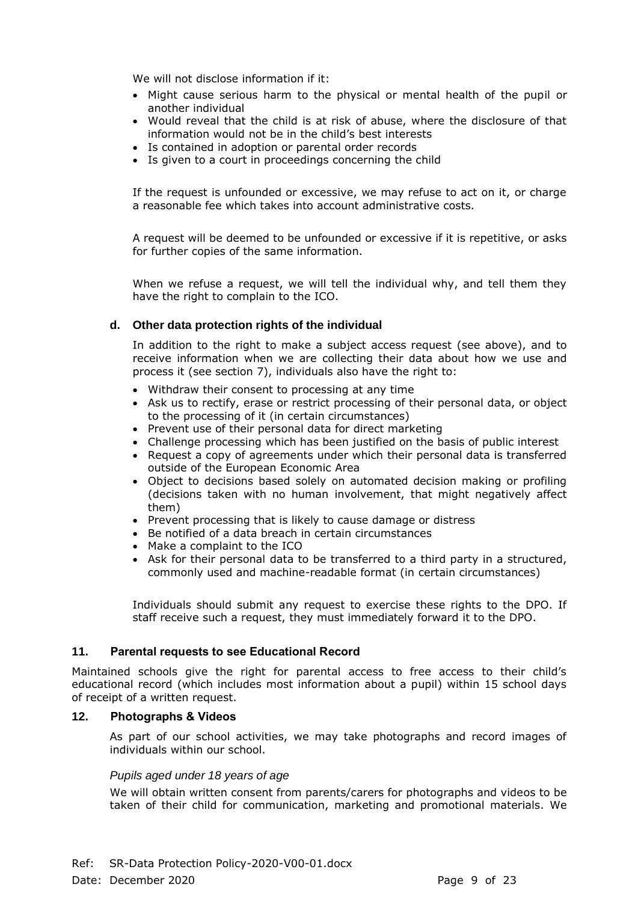We will not disclose information if it:

- Might cause serious harm to the physical or mental health of the pupil or another individual
- Would reveal that the child is at risk of abuse, where the disclosure of that information would not be in the child's best interests
- Is contained in adoption or parental order records
- Is given to a court in proceedings concerning the child

If the request is unfounded or excessive, we may refuse to act on it, or charge a reasonable fee which takes into account administrative costs.

A request will be deemed to be unfounded or excessive if it is repetitive, or asks for further copies of the same information.

When we refuse a request, we will tell the individual why, and tell them they have the right to complain to the ICO.

### d. Other data protection rights of the individual

In addition to the right to make a subject access request (see above), and to receive information when we are collecting their data about how we use and process it (see section 7), individuals also have the right to:

- Withdraw their consent to processing at any time
- Ask us to rectify, erase or restrict processing of their personal data, or object to the processing of it (in certain circumstances)
- Prevent use of their personal data for direct marketing
- Challenge processing which has been justified on the basis of public interest
- Request a copy of agreements under which their personal data is transferred outside of the European Economic Area
- Object to decisions based solely on automated decision making or profiling (decisions taken with no human involvement, that might negatively affect them)
- Prevent processing that is likely to cause damage or distress
- Be notified of a data breach in certain circumstances
- Make a complaint to the ICO
- Ask for their personal data to be transferred to a third party in a structured, commonly used and machine-readable format (in certain circumstances)

Individuals should submit any request to exercise these rights to the DPO. If staff receive such a request, they must immediately forward it to the DPO.

## 11. Parental requests to see Educational Record

Maintained schools give the right for parental access to free access to their child's educational record (which includes most information about a pupil) within 15 school days of receipt of a written request.

## 12. Photographs & Videos

As part of our school activities, we may take photographs and record images of individuals within our school.

*Pupils aged under 18 years of age*

We will obtain written consent from parents/carers for photographs and videos to be taken of their child for communication, marketing and promotional materials. We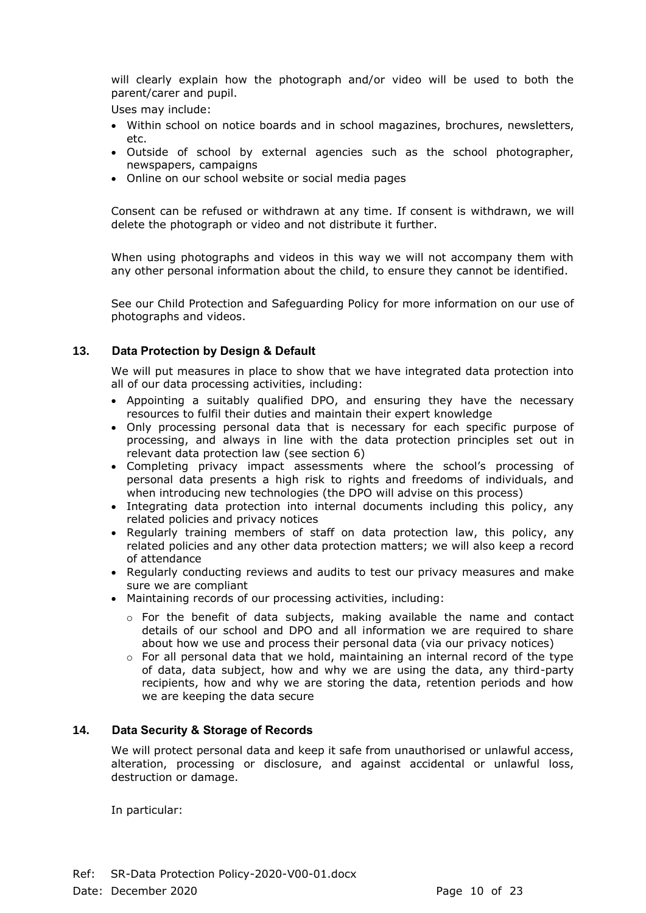will clearly explain how the photograph and/or video will be used to both the parent/carer and pupil.

Uses may include:

- Within school on notice boards and in school magazines, brochures, newsletters, etc.
- Outside of school by external agencies such as the school photographer, newspapers, campaigns
- Online on our school website or social media pages

Consent can be refused or withdrawn at any time. If consent is withdrawn, we will delete the photograph or video and not distribute it further.

When using photographs and videos in this way we will not accompany them with any other personal information about the child, to ensure they cannot be identified.

See our Child Protection and Safeguarding Policy for more information on our use of photographs and videos.

## 13. Data Protection by Design & Default

We will put measures in place to show that we have integrated data protection into all of our data processing activities, including:

- Appointing a suitably qualified DPO, and ensuring they have the necessary resources to fulfil their duties and maintain their expert knowledge
- Only processing personal data that is necessary for each specific purpose of processing, and always in line with the data protection principles set out in relevant data protection law (see section 6)
- Completing privacy impact assessments where the school's processing of personal data presents a high risk to rights and freedoms of individuals, and when introducing new technologies (the DPO will advise on this process)
- Integrating data protection into internal documents including this policy, any related policies and privacy notices
- Regularly training members of staff on data protection law, this policy, any related policies and any other data protection matters; we will also keep a record of attendance
- Regularly conducting reviews and audits to test our privacy measures and make sure we are compliant
- Maintaining records of our processing activities, including:
  - For the benefit of data subjects, making available the name and contact details of our school and DPO and all information we are required to share about how we use and process their personal data (via our privacy notices)
  - For all personal data that we hold, maintaining an internal record of the type of data, data subject, how and why we are using the data, any third-party recipients, how and why we are storing the data, retention periods and how we are keeping the data secure

## 14. Data Security & Storage of Records

We will protect personal data and keep it safe from unauthorised or unlawful access, alteration, processing or disclosure, and against accidental or unlawful loss, destruction or damage.

In particular: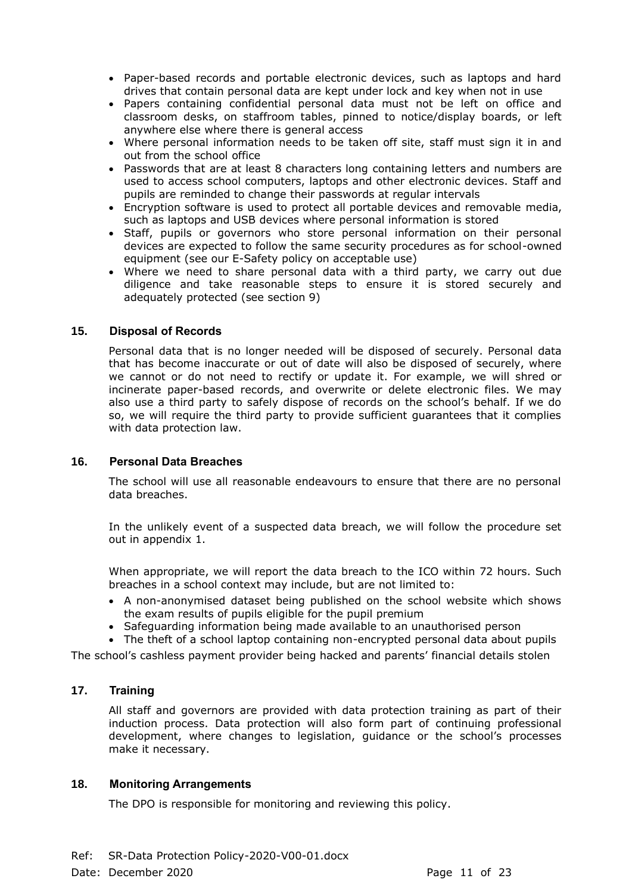- Paper-based records and portable electronic devices, such as laptops and hard drives that contain personal data are kept under lock and key when not in use
- Papers containing confidential personal data must not be left on office and classroom desks, on staffroom tables, pinned to notice/display boards, or left anywhere else where there is general access
- Where personal information needs to be taken off site, staff must sign it in and out from the school office
- Passwords that are at least 8 characters long containing letters and numbers are used to access school computers, laptops and other electronic devices. Staff and pupils are reminded to change their passwords at regular intervals
- Encryption software is used to protect all portable devices and removable media, such as laptops and USB devices where personal information is stored
- Staff, pupils or governors who store personal information on their personal devices are expected to follow the same security procedures as for school-owned equipment (see our E-Safety policy on acceptable use)
- Where we need to share personal data with a third party, we carry out due diligence and take reasonable steps to ensure it is stored securely and adequately protected (see section 9)

## 15. Disposal of Records

Personal data that is no longer needed will be disposed of securely. Personal data that has become inaccurate or out of date will also be disposed of securely, where we cannot or do not need to rectify or update it. For example, we will shred or incinerate paper-based records, and overwrite or delete electronic files. We may also use a third party to safely dispose of records on the school's behalf. If we do so, we will require the third party to provide sufficient guarantees that it complies with data protection law.

## 16. Personal Data Breaches

The school will use all reasonable endeavours to ensure that there are no personal data breaches.

In the unlikely event of a suspected data breach, we will follow the procedure set out in appendix 1.

When appropriate, we will report the data breach to the ICO within 72 hours. Such breaches in a school context may include, but are not limited to:

- A non-anonymised dataset being published on the school website which shows the exam results of pupils eligible for the pupil premium
- Safeguarding information being made available to an unauthorised person
- The theft of a school laptop containing non-encrypted personal data about pupils

The school's cashless payment provider being hacked and parents' financial details stolen

## 17. Training

All staff and governors are provided with data protection training as part of their induction process. Data protection will also form part of continuing professional development, where changes to legislation, guidance or the school's processes make it necessary.

## 18. Monitoring Arrangements

The DPO is responsible for monitoring and reviewing this policy.

Ref: SR-Data Protection Policy-2020-V00-01.docx
Date: December 2020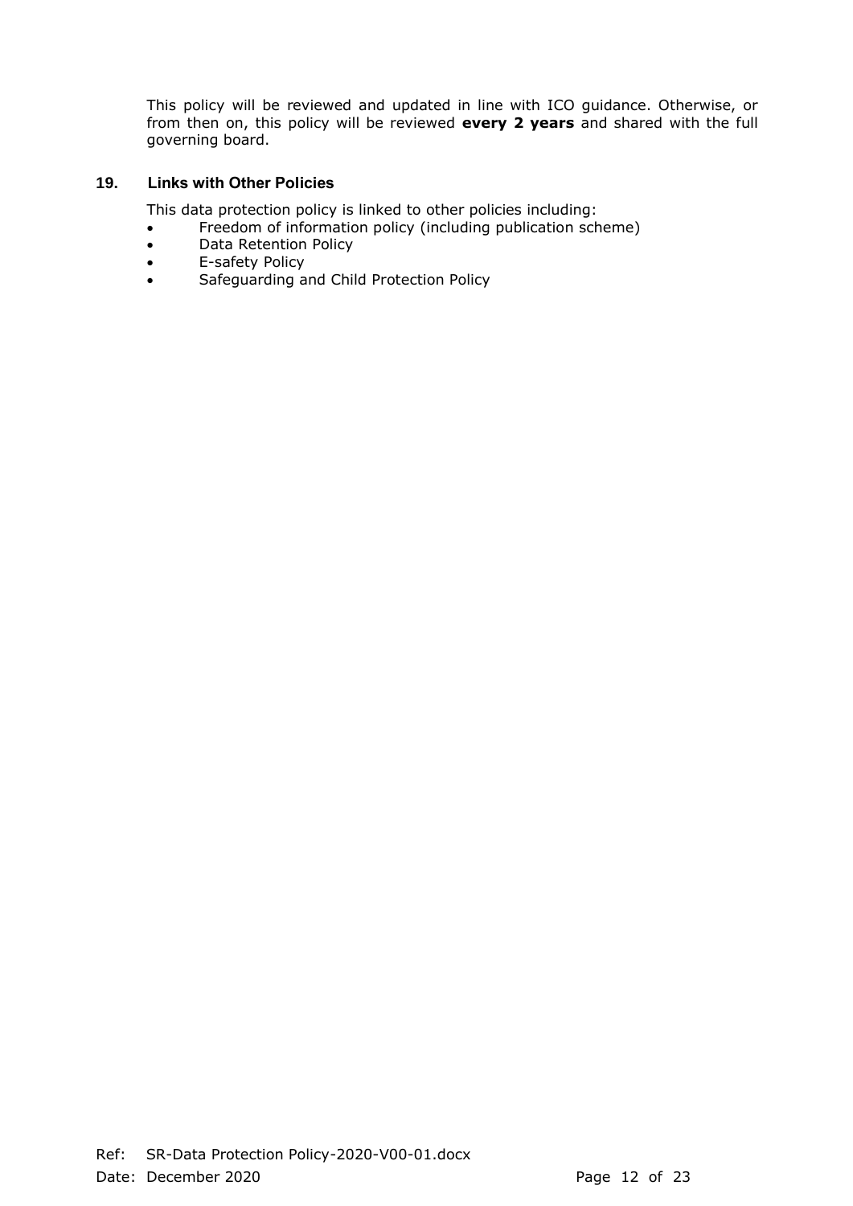This policy will be reviewed and updated in line with ICO guidance. Otherwise, or from then on, this policy will be reviewed **every 2 years** and shared with the full governing board.

## 19. Links with Other Policies

This data protection policy is linked to other policies including:

- Freedom of information policy (including publication scheme)
- Data Retention Policy
- E-safety Policy
- Safeguarding and Child Protection Policy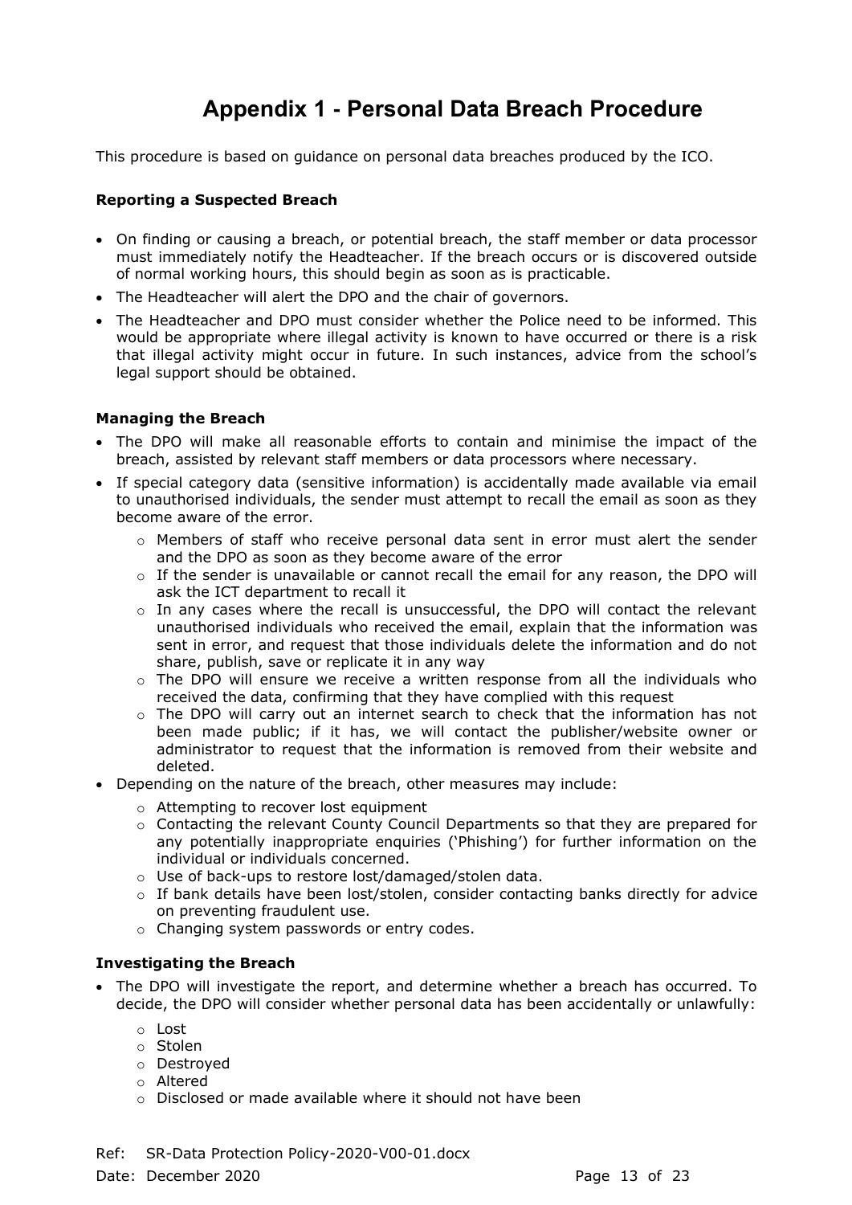# Appendix 1 - Personal Data Breach Procedure

This procedure is based on guidance on personal data breaches produced by the ICO.

**Reporting a Suspected Breach**

- On finding or causing a breach, or potential breach, the staff member or data processor must immediately notify the Headteacher. If the breach occurs or is discovered outside of normal working hours, this should begin as soon as is practicable.
- The Headteacher will alert the DPO and the chair of governors.
- The Headteacher and DPO must consider whether the Police need to be informed. This would be appropriate where illegal activity is known to have occurred or there is a risk that illegal activity might occur in future. In such instances, advice from the school's legal support should be obtained.

**Managing the Breach**

- The DPO will make all reasonable efforts to contain and minimise the impact of the breach, assisted by relevant staff members or data processors where necessary.
- If special category data (sensitive information) is accidentally made available via email to unauthorised individuals, the sender must attempt to recall the email as soon as they become aware of the error.
  - Members of staff who receive personal data sent in error must alert the sender and the DPO as soon as they become aware of the error
  - If the sender is unavailable or cannot recall the email for any reason, the DPO will ask the ICT department to recall it
  - In any cases where the recall is unsuccessful, the DPO will contact the relevant unauthorised individuals who received the email, explain that the information was sent in error, and request that those individuals delete the information and do not share, publish, save or replicate it in any way
  - The DPO will ensure we receive a written response from all the individuals who received the data, confirming that they have complied with this request
  - The DPO will carry out an internet search to check that the information has not been made public; if it has, we will contact the publisher/website owner or administrator to request that the information is removed from their website and deleted.
- Depending on the nature of the breach, other measures may include:
  - Attempting to recover lost equipment
  - Contacting the relevant County Council Departments so that they are prepared for any potentially inappropriate enquiries ('Phishing') for further information on the individual or individuals concerned.
  - Use of back-ups to restore lost/damaged/stolen data.
  - If bank details have been lost/stolen, consider contacting banks directly for advice on preventing fraudulent use.
  - Changing system passwords or entry codes.

**Investigating the Breach**

- The DPO will investigate the report, and determine whether a breach has occurred. To decide, the DPO will consider whether personal data has been accidentally or unlawfully:
  - Lost
  - Stolen
  - Destroyed
  - Altered
  - Disclosed or made available where it should not have been

Ref: SR-Data Protection Policy-2020-V00-01.docx
Date: December 2020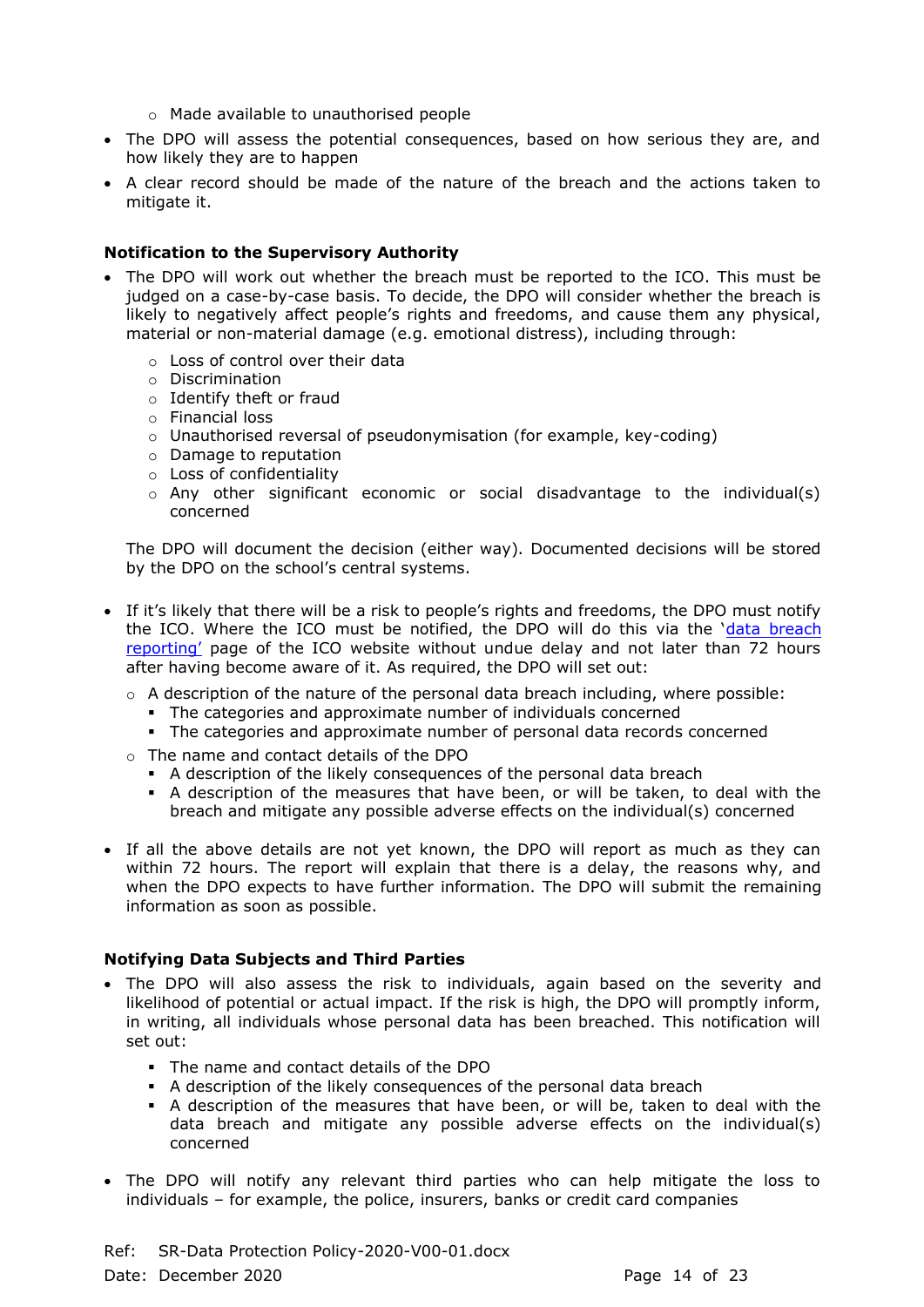- Made available to unauthorised people

- The DPO will assess the potential consequences, based on how serious they are, and how likely they are to happen
- A clear record should be made of the nature of the breach and the actions taken to mitigate it.

**Notification to the Supervisory Authority**

- The DPO will work out whether the breach must be reported to the ICO. This must be judged on a case-by-case basis. To decide, the DPO will consider whether the breach is likely to negatively affect people's rights and freedoms, and cause them any physical, material or non-material damage (e.g. emotional distress), including through:
  - Loss of control over their data
  - Discrimination
  - Identify theft or fraud
  - Financial loss
  - Unauthorised reversal of pseudonymisation (for example, key-coding)
  - Damage to reputation
  - Loss of confidentiality
  - Any other significant economic or social disadvantage to the individual(s) concerned

  The DPO will document the decision (either way). Documented decisions will be stored by the DPO on the school's central systems.

- If it's likely that there will be a risk to people's rights and freedoms, the DPO must notify the ICO. Where the ICO must be notified, the DPO will do this via the '[data breach reporting](data breach reporting)' page of the ICO website without undue delay and not later than 72 hours after having become aware of it. As required, the DPO will set out:
  - A description of the nature of the personal data breach including, where possible:
    - The categories and approximate number of individuals concerned
    - The categories and approximate number of personal data records concerned
  - The name and contact details of the DPO
    - A description of the likely consequences of the personal data breach
    - A description of the measures that have been, or will be taken, to deal with the breach and mitigate any possible adverse effects on the individual(s) concerned

- If all the above details are not yet known, the DPO will report as much as they can within 72 hours. The report will explain that there is a delay, the reasons why, and when the DPO expects to have further information. The DPO will submit the remaining information as soon as possible.

**Notifying Data Subjects and Third Parties**

- The DPO will also assess the risk to individuals, again based on the severity and likelihood of potential or actual impact. If the risk is high, the DPO will promptly inform, in writing, all individuals whose personal data has been breached. This notification will set out:
  - The name and contact details of the DPO
  - A description of the likely consequences of the personal data breach
  - A description of the measures that have been, or will be, taken to deal with the data breach and mitigate any possible adverse effects on the individual(s) concerned

- The DPO will notify any relevant third parties who can help mitigate the loss to individuals – for example, the police, insurers, banks or credit card companies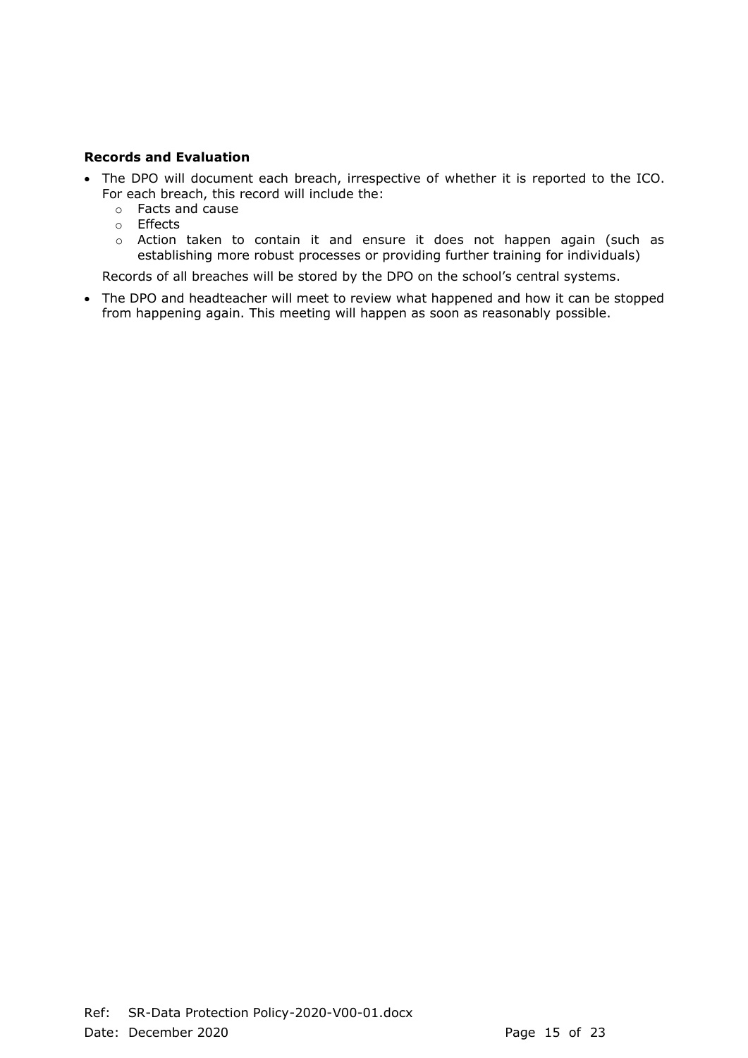**Records and Evaluation**

- The DPO will document each breach, irrespective of whether it is reported to the ICO. For each breach, this record will include the:
    - Facts and cause
    - Effects
    - Action taken to contain it and ensure it does not happen again (such as establishing more robust processes or providing further training for individuals)

  Records of all breaches will be stored by the DPO on the school's central systems.

- The DPO and headteacher will meet to review what happened and how it can be stopped from happening again. This meeting will happen as soon as reasonably possible.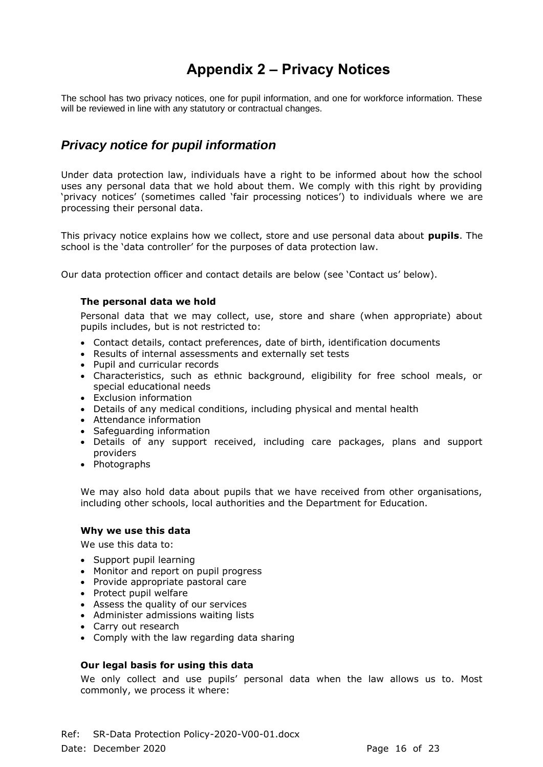# Appendix 2 – Privacy Notices

The school has two privacy notices, one for pupil information, and one for workforce information. These will be reviewed in line with any statutory or contractual changes.

## *Privacy notice for pupil information*

Under data protection law, individuals have a right to be informed about how the school uses any personal data that we hold about them. We comply with this right by providing 'privacy notices' (sometimes called 'fair processing notices') to individuals where we are processing their personal data.

This privacy notice explains how we collect, store and use personal data about **pupils**. The school is the 'data controller' for the purposes of data protection law.

Our data protection officer and contact details are below (see 'Contact us' below).

### The personal data we hold

Personal data that we may collect, use, store and share (when appropriate) about pupils includes, but is not restricted to:

- Contact details, contact preferences, date of birth, identification documents
- Results of internal assessments and externally set tests
- Pupil and curricular records
- Characteristics, such as ethnic background, eligibility for free school meals, or special educational needs
- Exclusion information
- Details of any medical conditions, including physical and mental health
- Attendance information
- Safeguarding information
- Details of any support received, including care packages, plans and support providers
- Photographs

We may also hold data about pupils that we have received from other organisations, including other schools, local authorities and the Department for Education.

### Why we use this data

We use this data to:

- Support pupil learning
- Monitor and report on pupil progress
- Provide appropriate pastoral care
- Protect pupil welfare
- Assess the quality of our services
- Administer admissions waiting lists
- Carry out research
- Comply with the law regarding data sharing

### Our legal basis for using this data

We only collect and use pupils' personal data when the law allows us to. Most commonly, we process it where: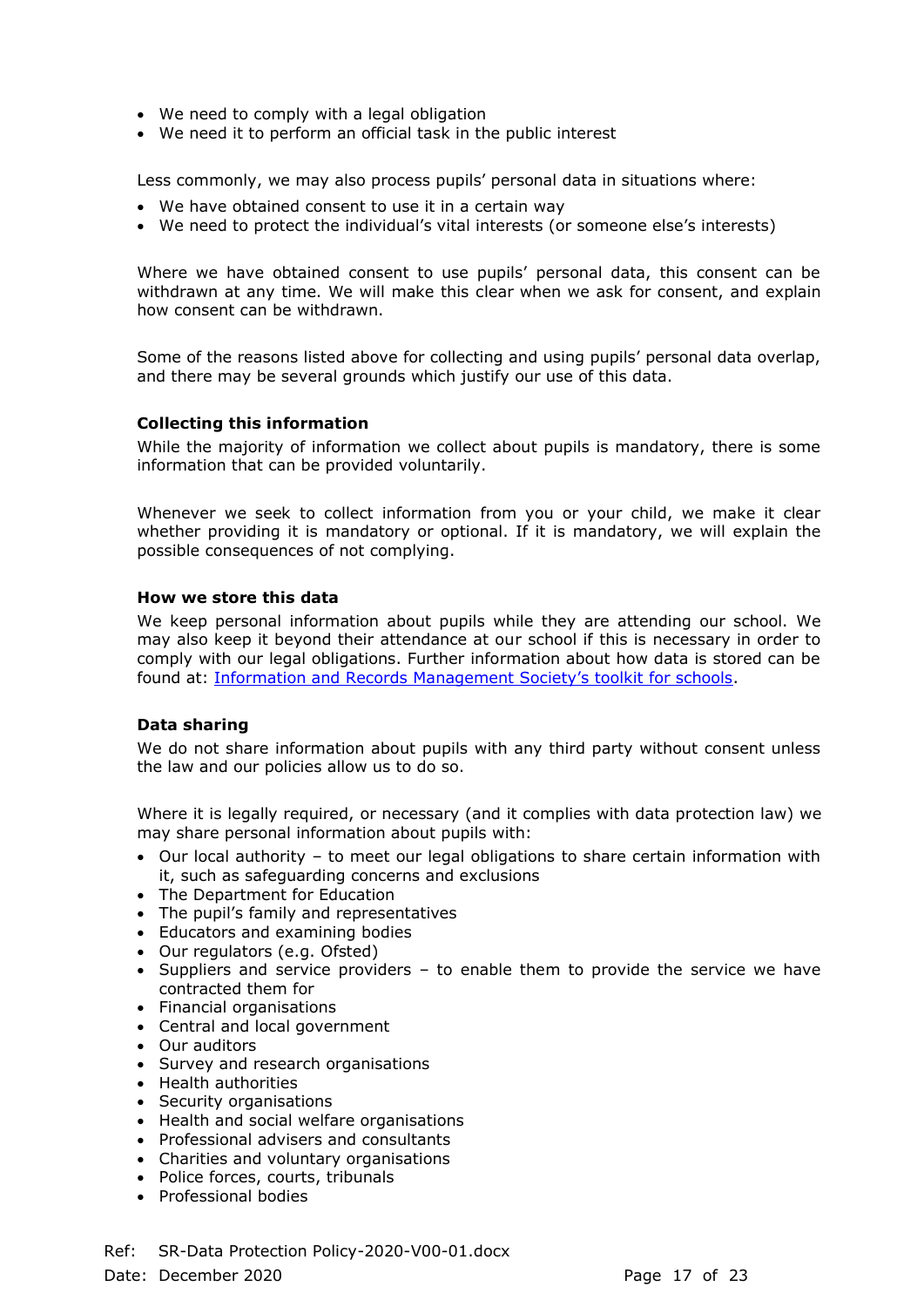- We need to comply with a legal obligation
- We need it to perform an official task in the public interest

Less commonly, we may also process pupils' personal data in situations where:

- We have obtained consent to use it in a certain way
- We need to protect the individual's vital interests (or someone else's interests)

Where we have obtained consent to use pupils' personal data, this consent can be withdrawn at any time. We will make this clear when we ask for consent, and explain how consent can be withdrawn.

Some of the reasons listed above for collecting and using pupils' personal data overlap, and there may be several grounds which justify our use of this data.

**Collecting this information**

While the majority of information we collect about pupils is mandatory, there is some information that can be provided voluntarily.

Whenever we seek to collect information from you or your child, we make it clear whether providing it is mandatory or optional. If it is mandatory, we will explain the possible consequences of not complying.

**How we store this data**

We keep personal information about pupils while they are attending our school. We may also keep it beyond their attendance at our school if this is necessary in order to comply with our legal obligations. Further information about how data is stored can be found at: [Information and Records Management Society's toolkit for schools](#).

**Data sharing**

We do not share information about pupils with any third party without consent unless the law and our policies allow us to do so.

Where it is legally required, or necessary (and it complies with data protection law) we may share personal information about pupils with:

- Our local authority – to meet our legal obligations to share certain information with it, such as safeguarding concerns and exclusions
- The Department for Education
- The pupil's family and representatives
- Educators and examining bodies
- Our regulators (e.g. Ofsted)
- Suppliers and service providers – to enable them to provide the service we have contracted them for
- Financial organisations
- Central and local government
- Our auditors
- Survey and research organisations
- Health authorities
- Security organisations
- Health and social welfare organisations
- Professional advisers and consultants
- Charities and voluntary organisations
- Police forces, courts, tribunals
- Professional bodies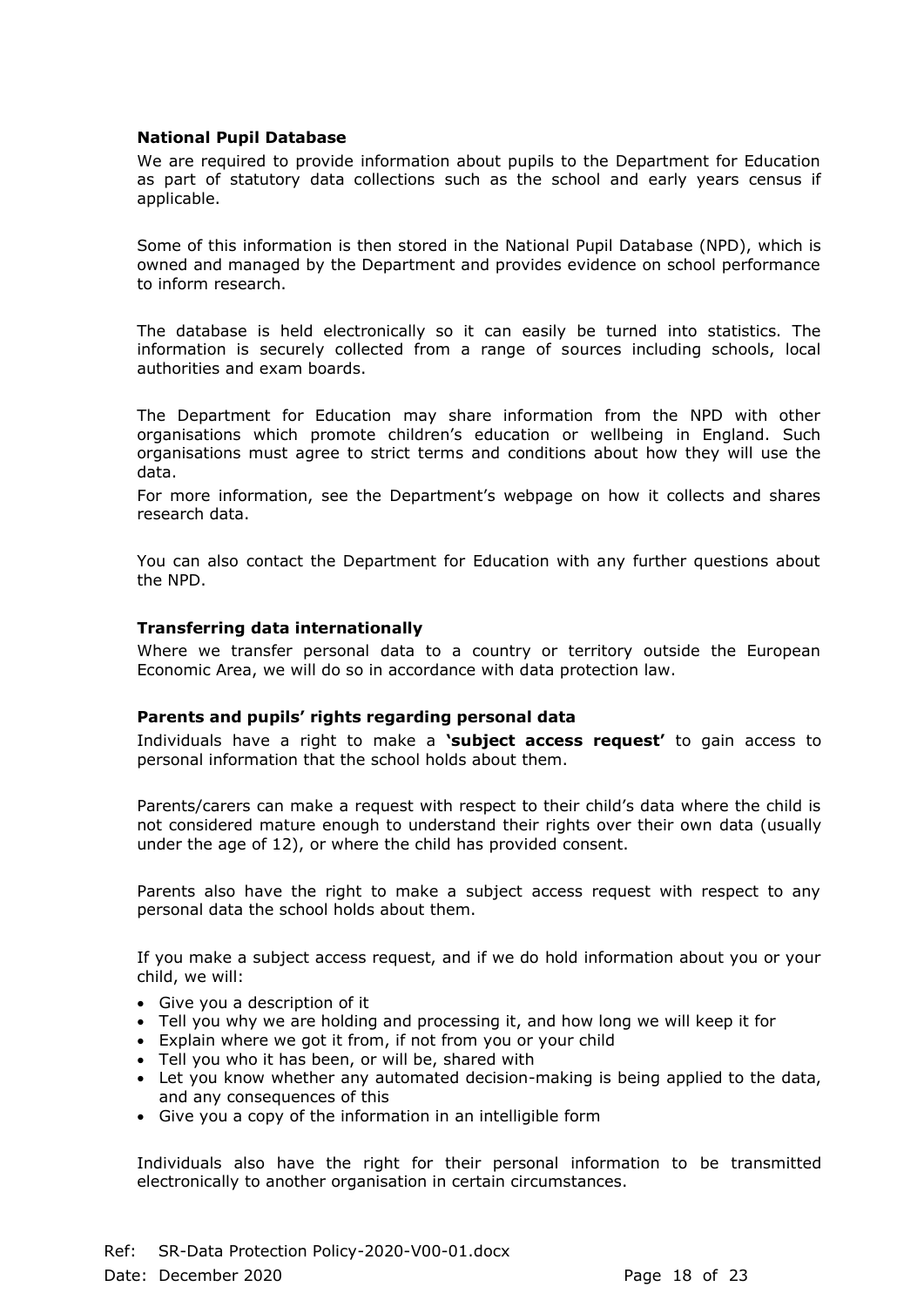### National Pupil Database

We are required to provide information about pupils to the Department for Education as part of statutory data collections such as the school and early years census if applicable.

Some of this information is then stored in the National Pupil Database (NPD), which is owned and managed by the Department and provides evidence on school performance to inform research.

The database is held electronically so it can easily be turned into statistics. The information is securely collected from a range of sources including schools, local authorities and exam boards.

The Department for Education may share information from the NPD with other organisations which promote children's education or wellbeing in England. Such organisations must agree to strict terms and conditions about how they will use the data.

For more information, see the Department's webpage on how it collects and shares research data.

You can also contact the Department for Education with any further questions about the NPD.

### Transferring data internationally

Where we transfer personal data to a country or territory outside the European Economic Area, we will do so in accordance with data protection law.

### Parents and pupils' rights regarding personal data

Individuals have a right to make a **'subject access request'** to gain access to personal information that the school holds about them.

Parents/carers can make a request with respect to their child's data where the child is not considered mature enough to understand their rights over their own data (usually under the age of 12), or where the child has provided consent.

Parents also have the right to make a subject access request with respect to any personal data the school holds about them.

If you make a subject access request, and if we do hold information about you or your child, we will:

- Give you a description of it
- Tell you why we are holding and processing it, and how long we will keep it for
- Explain where we got it from, if not from you or your child
- Tell you who it has been, or will be, shared with
- Let you know whether any automated decision-making is being applied to the data, and any consequences of this
- Give you a copy of the information in an intelligible form

Individuals also have the right for their personal information to be transmitted electronically to another organisation in certain circumstances.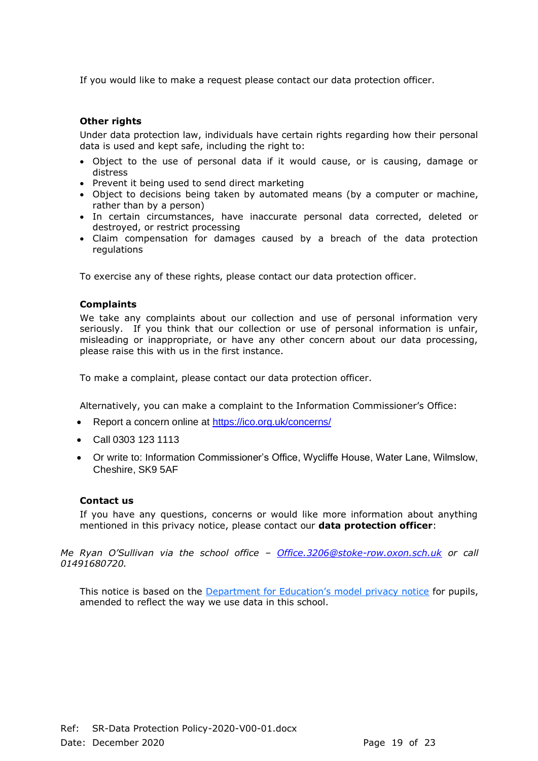If you would like to make a request please contact our data protection officer.

### Other rights

Under data protection law, individuals have certain rights regarding how their personal data is used and kept safe, including the right to:

- Object to the use of personal data if it would cause, or is causing, damage or distress
- Prevent it being used to send direct marketing
- Object to decisions being taken by automated means (by a computer or machine, rather than by a person)
- In certain circumstances, have inaccurate personal data corrected, deleted or destroyed, or restrict processing
- Claim compensation for damages caused by a breach of the data protection regulations

To exercise any of these rights, please contact our data protection officer.

### Complaints

We take any complaints about our collection and use of personal information very seriously. If you think that our collection or use of personal information is unfair, misleading or inappropriate, or have any other concern about our data processing, please raise this with us in the first instance.

To make a complaint, please contact our data protection officer.

Alternatively, you can make a complaint to the Information Commissioner's Office:

- Report a concern online at [https://ico.org.uk/concerns/](https://ico.org.uk/concerns/)
- Call 0303 123 1113
- Or write to: Information Commissioner's Office, Wycliffe House, Water Lane, Wilmslow, Cheshire, SK9 5AF

### Contact us

If you have any questions, concerns or would like more information about anything mentioned in this privacy notice, please contact our **data protection officer**:

*Me Ryan O'Sullivan via the school office – [Office.3206@stoke-row.oxon.sch.uk](mailto:Office.3206@stoke-row.oxon.sch.uk) or call 01491680720.*

This notice is based on the [Department for Education's model privacy notice](#) for pupils, amended to reflect the way we use data in this school.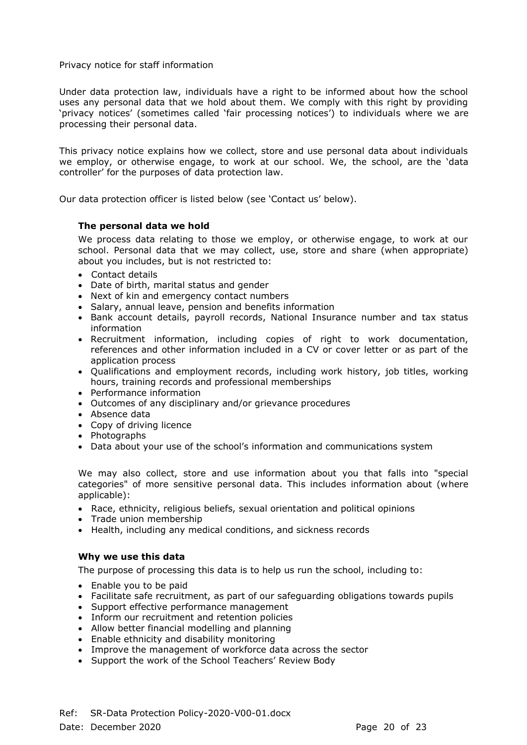Privacy notice for staff information

Under data protection law, individuals have a right to be informed about how the school uses any personal data that we hold about them. We comply with this right by providing 'privacy notices' (sometimes called 'fair processing notices') to individuals where we are processing their personal data.

This privacy notice explains how we collect, store and use personal data about individuals we employ, or otherwise engage, to work at our school. We, the school, are the 'data controller' for the purposes of data protection law.

Our data protection officer is listed below (see 'Contact us' below).

### The personal data we hold

We process data relating to those we employ, or otherwise engage, to work at our school. Personal data that we may collect, use, store and share (when appropriate) about you includes, but is not restricted to:

- Contact details
- Date of birth, marital status and gender
- Next of kin and emergency contact numbers
- Salary, annual leave, pension and benefits information
- Bank account details, payroll records, National Insurance number and tax status information
- Recruitment information, including copies of right to work documentation, references and other information included in a CV or cover letter or as part of the application process
- Qualifications and employment records, including work history, job titles, working hours, training records and professional memberships
- Performance information
- Outcomes of any disciplinary and/or grievance procedures
- Absence data
- Copy of driving licence
- Photographs
- Data about your use of the school's information and communications system

We may also collect, store and use information about you that falls into "special categories" of more sensitive personal data. This includes information about (where applicable):

- Race, ethnicity, religious beliefs, sexual orientation and political opinions
- Trade union membership
- Health, including any medical conditions, and sickness records

### Why we use this data

The purpose of processing this data is to help us run the school, including to:

- Enable you to be paid
- Facilitate safe recruitment, as part of our safeguarding obligations towards pupils
- Support effective performance management
- Inform our recruitment and retention policies
- Allow better financial modelling and planning
- Enable ethnicity and disability monitoring
- Improve the management of workforce data across the sector
- Support the work of the School Teachers' Review Body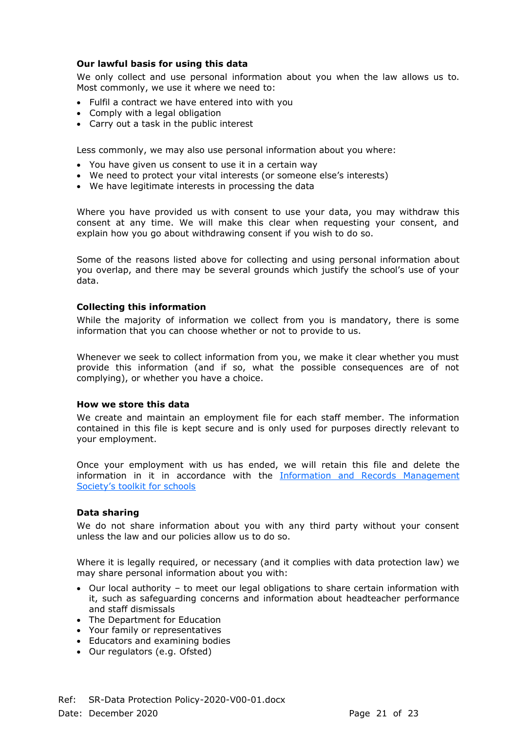### Our lawful basis for using this data

We only collect and use personal information about you when the law allows us to. Most commonly, we use it where we need to:

- Fulfil a contract we have entered into with you
- Comply with a legal obligation
- Carry out a task in the public interest

Less commonly, we may also use personal information about you where:

- You have given us consent to use it in a certain way
- We need to protect your vital interests (or someone else's interests)
- We have legitimate interests in processing the data

Where you have provided us with consent to use your data, you may withdraw this consent at any time. We will make this clear when requesting your consent, and explain how you go about withdrawing consent if you wish to do so.

Some of the reasons listed above for collecting and using personal information about you overlap, and there may be several grounds which justify the school's use of your data.

### Collecting this information

While the majority of information we collect from you is mandatory, there is some information that you can choose whether or not to provide to us.

Whenever we seek to collect information from you, we make it clear whether you must provide this information (and if so, what the possible consequences are of not complying), or whether you have a choice.

### How we store this data

We create and maintain an employment file for each staff member. The information contained in this file is kept secure and is only used for purposes directly relevant to your employment.

Once your employment with us has ended, we will retain this file and delete the information in it in accordance with the Information and Records Management Society's toolkit for schools

### Data sharing

We do not share information about you with any third party without your consent unless the law and our policies allow us to do so.

Where it is legally required, or necessary (and it complies with data protection law) we may share personal information about you with:

- Our local authority – to meet our legal obligations to share certain information with it, such as safeguarding concerns and information about headteacher performance and staff dismissals
- The Department for Education
- Your family or representatives
- Educators and examining bodies
- Our regulators (e.g. Ofsted)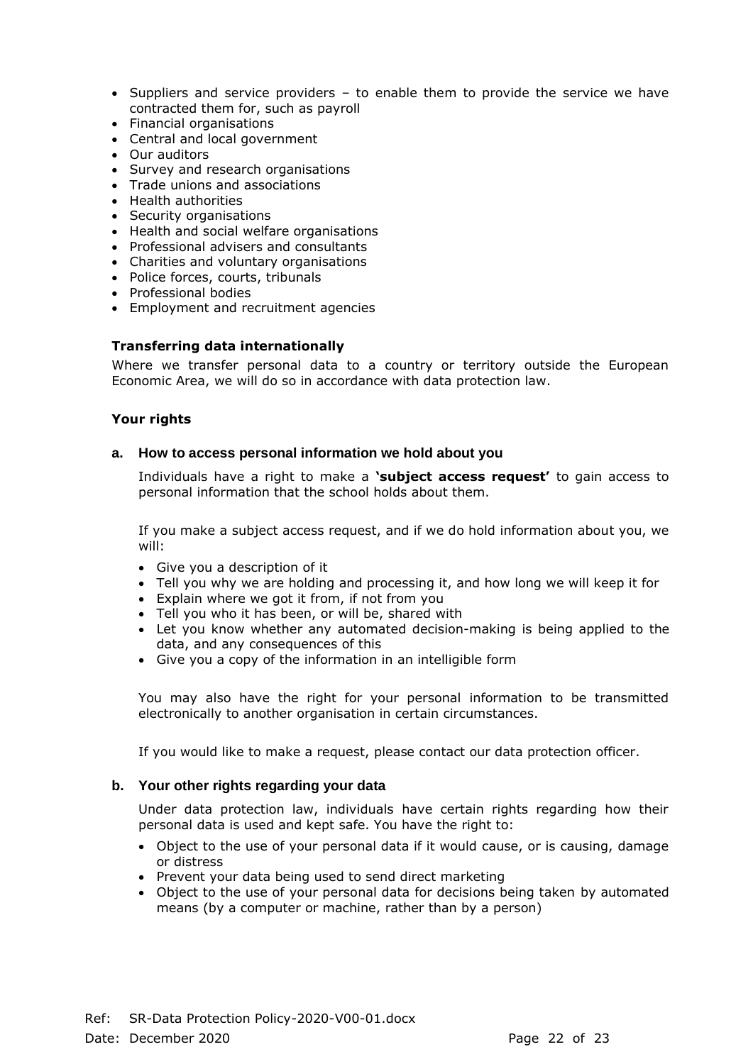- Suppliers and service providers – to enable them to provide the service we have contracted them for, such as payroll
- Financial organisations
- Central and local government
- Our auditors
- Survey and research organisations
- Trade unions and associations
- Health authorities
- Security organisations
- Health and social welfare organisations
- Professional advisers and consultants
- Charities and voluntary organisations
- Police forces, courts, tribunals
- Professional bodies
- Employment and recruitment agencies

**Transferring data internationally**

Where we transfer personal data to a country or territory outside the European Economic Area, we will do so in accordance with data protection law.

**Your rights**

**a. How to access personal information we hold about you**

Individuals have a right to make a **'subject access request'** to gain access to personal information that the school holds about them.

If you make a subject access request, and if we do hold information about you, we will:

- Give you a description of it
- Tell you why we are holding and processing it, and how long we will keep it for
- Explain where we got it from, if not from you
- Tell you who it has been, or will be, shared with
- Let you know whether any automated decision-making is being applied to the data, and any consequences of this
- Give you a copy of the information in an intelligible form

You may also have the right for your personal information to be transmitted electronically to another organisation in certain circumstances.

If you would like to make a request, please contact our data protection officer.

**b. Your other rights regarding your data**

Under data protection law, individuals have certain rights regarding how their personal data is used and kept safe. You have the right to:

- Object to the use of your personal data if it would cause, or is causing, damage or distress
- Prevent your data being used to send direct marketing
- Object to the use of your personal data for decisions being taken by automated means (by a computer or machine, rather than by a person)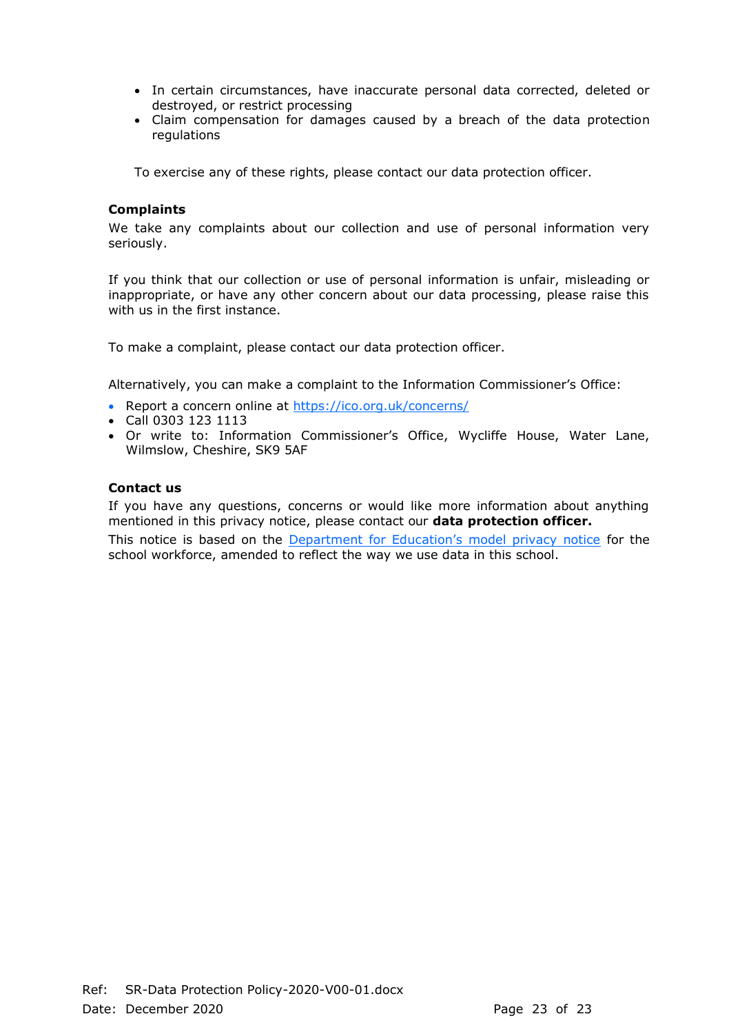- In certain circumstances, have inaccurate personal data corrected, deleted or destroyed, or restrict processing
- Claim compensation for damages caused by a breach of the data protection regulations

To exercise any of these rights, please contact our data protection officer.

**Complaints**

We take any complaints about our collection and use of personal information very seriously.

If you think that our collection or use of personal information is unfair, misleading or inappropriate, or have any other concern about our data processing, please raise this with us in the first instance.

To make a complaint, please contact our data protection officer.

Alternatively, you can make a complaint to the Information Commissioner's Office:

- Report a concern online at https://ico.org.uk/concerns/
- Call 0303 123 1113
- Or write to: Information Commissioner's Office, Wycliffe House, Water Lane, Wilmslow, Cheshire, SK9 5AF

**Contact us**

If you have any questions, concerns or would like more information about anything mentioned in this privacy notice, please contact our **data protection officer.**

This notice is based on the Department for Education's model privacy notice for the school workforce, amended to reflect the way we use data in this school.